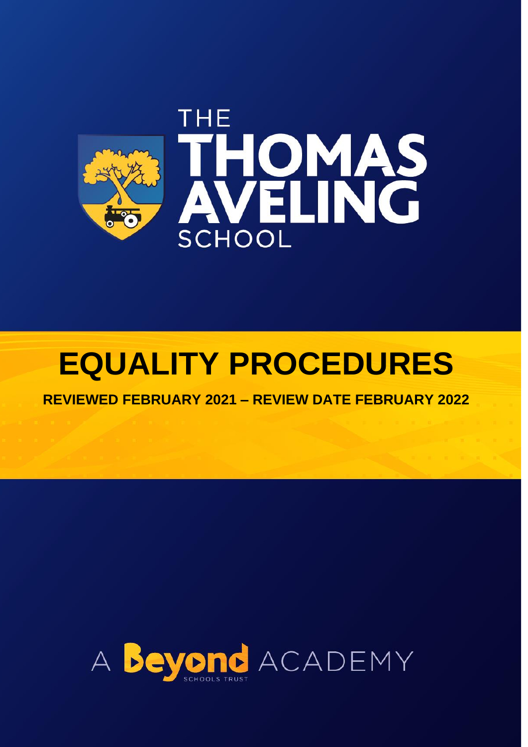THE

# THOMAS AVELING

SCHOOL

# EQUALITY PROCEDURES

**REVIEWED FEBRUARY 2021 – REVIEW DATE FEBRUARY 2022**

A Beyond ACADEMY

SCHOOLS TRUST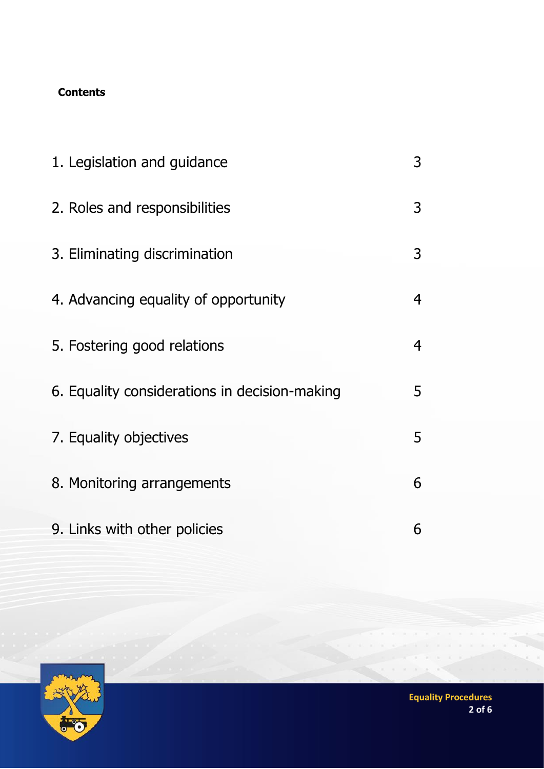**Contents**

| | |
|---|---|
| 1. Legislation and guidance | 3 |
| 2. Roles and responsibilities | 3 |
| 3. Eliminating discrimination | 3 |
| 4. Advancing equality of opportunity | 4 |
| 5. Fostering good relations | 4 |
| 6. Equality considerations in decision-making | 5 |
| 7. Equality objectives | 5 |
| 8. Monitoring arrangements | 6 |
| 9. Links with other policies | 6 |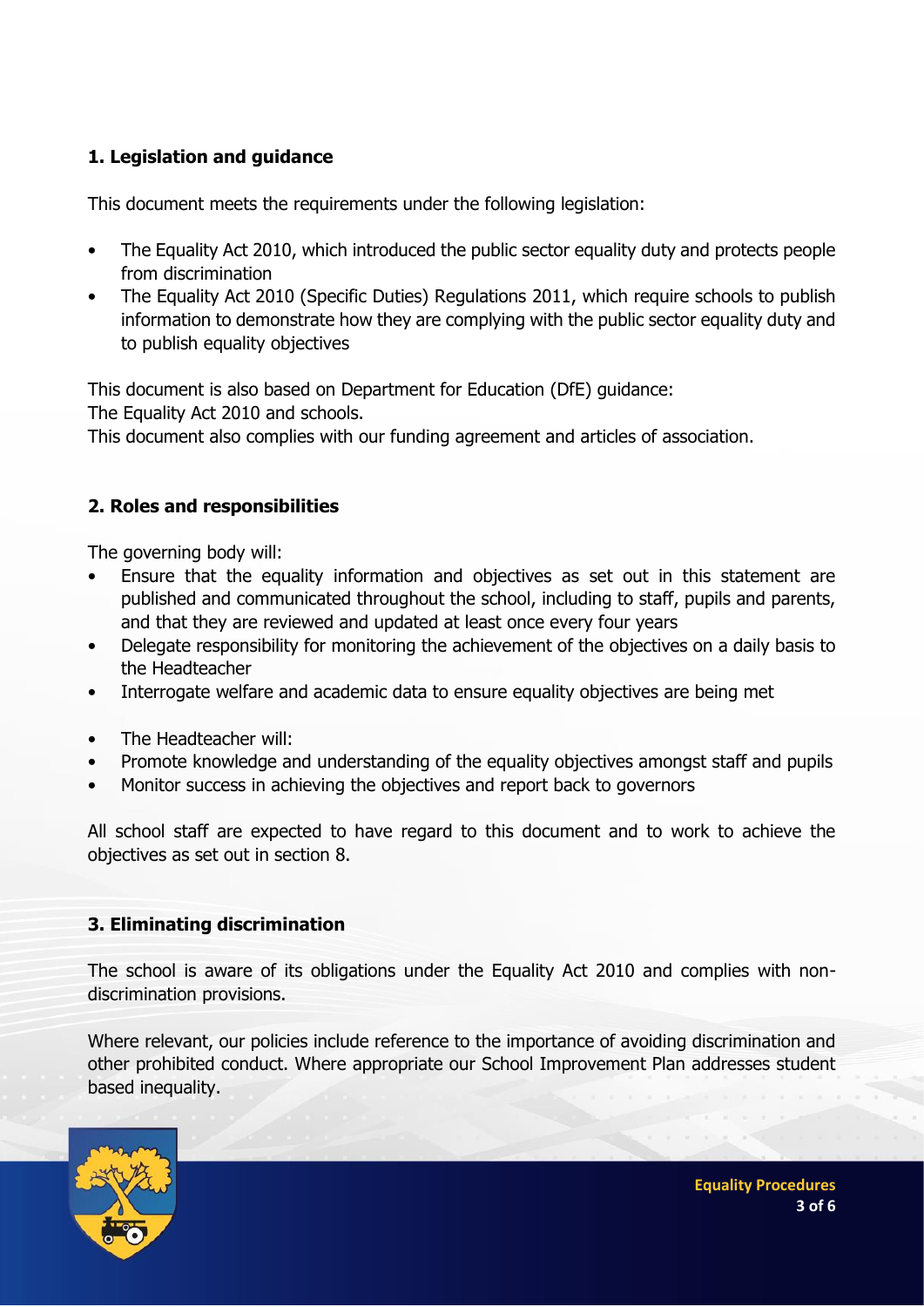## 1. Legislation and guidance

This document meets the requirements under the following legislation:

- The Equality Act 2010, which introduced the public sector equality duty and protects people from discrimination
- The Equality Act 2010 (Specific Duties) Regulations 2011, which require schools to publish information to demonstrate how they are complying with the public sector equality duty and to publish equality objectives

This document is also based on Department for Education (DfE) guidance:
The Equality Act 2010 and schools.
This document also complies with our funding agreement and articles of association.

## 2. Roles and responsibilities

The governing body will:

- Ensure that the equality information and objectives as set out in this statement are published and communicated throughout the school, including to staff, pupils and parents, and that they are reviewed and updated at least once every four years
- Delegate responsibility for monitoring the achievement of the objectives on a daily basis to the Headteacher
- Interrogate welfare and academic data to ensure equality objectives are being met

- The Headteacher will:
- Promote knowledge and understanding of the equality objectives amongst staff and pupils
- Monitor success in achieving the objectives and report back to governors

All school staff are expected to have regard to this document and to work to achieve the objectives as set out in section 8.

## 3. Eliminating discrimination

The school is aware of its obligations under the Equality Act 2010 and complies with non-discrimination provisions.

Where relevant, our policies include reference to the importance of avoiding discrimination and other prohibited conduct. Where appropriate our School Improvement Plan addresses student based inequality.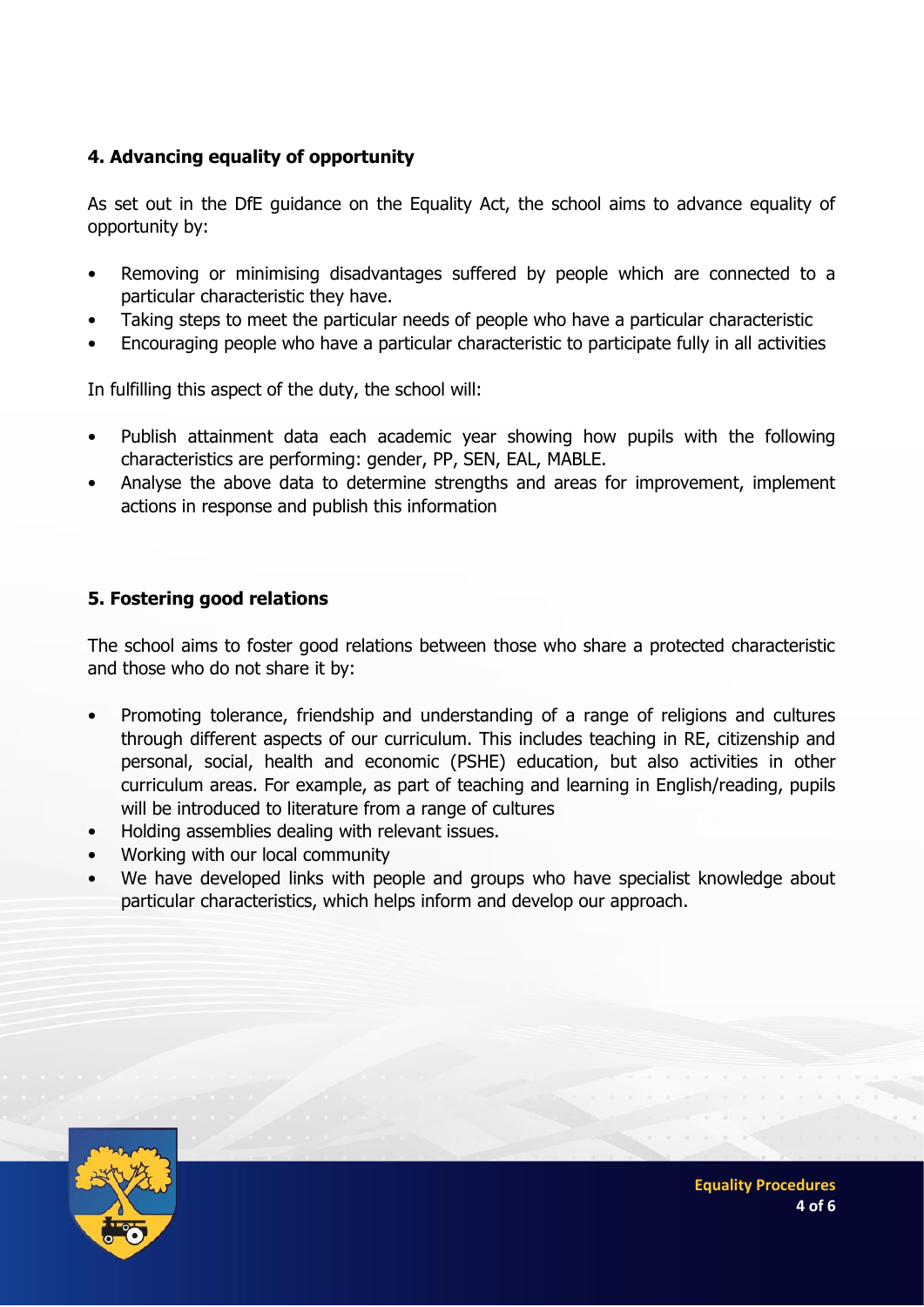## 4. Advancing equality of opportunity

As set out in the DfE guidance on the Equality Act, the school aims to advance equality of opportunity by:

- Removing or minimising disadvantages suffered by people which are connected to a particular characteristic they have.
- Taking steps to meet the particular needs of people who have a particular characteristic
- Encouraging people who have a particular characteristic to participate fully in all activities

In fulfilling this aspect of the duty, the school will:

- Publish attainment data each academic year showing how pupils with the following characteristics are performing: gender, PP, SEN, EAL, MABLE.
- Analyse the above data to determine strengths and areas for improvement, implement actions in response and publish this information

## 5. Fostering good relations

The school aims to foster good relations between those who share a protected characteristic and those who do not share it by:

- Promoting tolerance, friendship and understanding of a range of religions and cultures through different aspects of our curriculum. This includes teaching in RE, citizenship and personal, social, health and economic (PSHE) education, but also activities in other curriculum areas. For example, as part of teaching and learning in English/reading, pupils will be introduced to literature from a range of cultures
- Holding assemblies dealing with relevant issues.
- Working with our local community
- We have developed links with people and groups who have specialist knowledge about particular characteristics, which helps inform and develop our approach.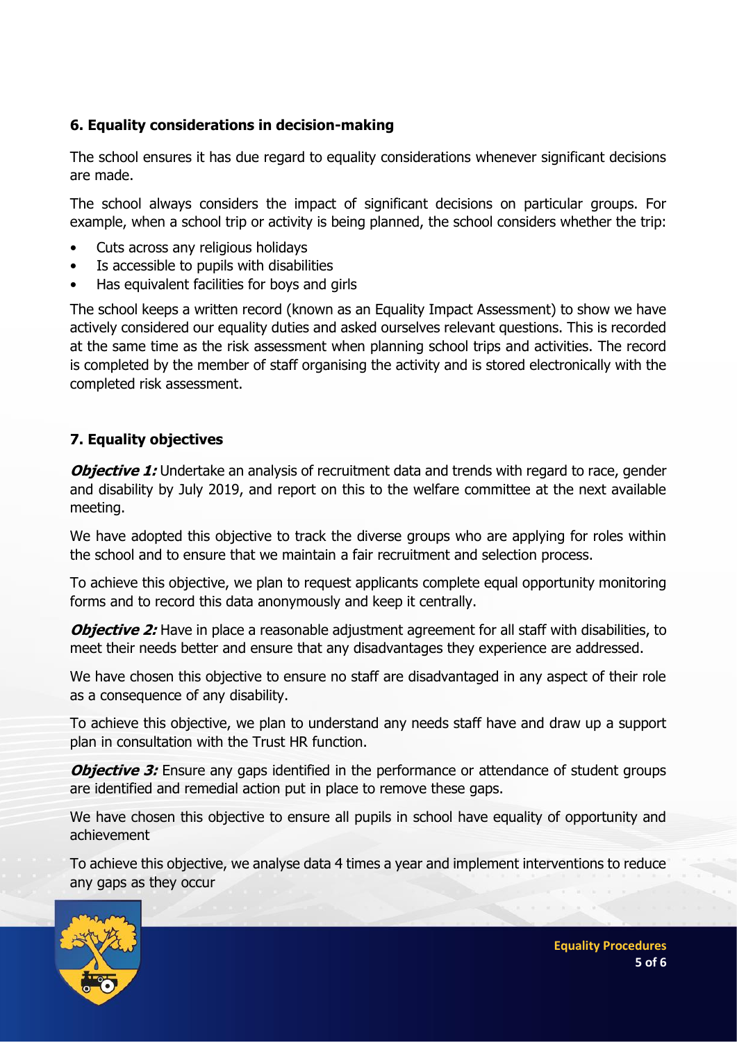## 6. Equality considerations in decision-making

The school ensures it has due regard to equality considerations whenever significant decisions are made.

The school always considers the impact of significant decisions on particular groups. For example, when a school trip or activity is being planned, the school considers whether the trip:

- Cuts across any religious holidays
- Is accessible to pupils with disabilities
- Has equivalent facilities for boys and girls

The school keeps a written record (known as an Equality Impact Assessment) to show we have actively considered our equality duties and asked ourselves relevant questions. This is recorded at the same time as the risk assessment when planning school trips and activities. The record is completed by the member of staff organising the activity and is stored electronically with the completed risk assessment.

## 7. Equality objectives

***Objective 1:*** Undertake an analysis of recruitment data and trends with regard to race, gender and disability by July 2019, and report on this to the welfare committee at the next available meeting.

We have adopted this objective to track the diverse groups who are applying for roles within the school and to ensure that we maintain a fair recruitment and selection process.

To achieve this objective, we plan to request applicants complete equal opportunity monitoring forms and to record this data anonymously and keep it centrally.

***Objective 2:*** Have in place a reasonable adjustment agreement for all staff with disabilities, to meet their needs better and ensure that any disadvantages they experience are addressed.

We have chosen this objective to ensure no staff are disadvantaged in any aspect of their role as a consequence of any disability.

To achieve this objective, we plan to understand any needs staff have and draw up a support plan in consultation with the Trust HR function.

***Objective 3:*** Ensure any gaps identified in the performance or attendance of student groups are identified and remedial action put in place to remove these gaps.

We have chosen this objective to ensure all pupils in school have equality of opportunity and achievement

To achieve this objective, we analyse data 4 times a year and implement interventions to reduce any gaps as they occur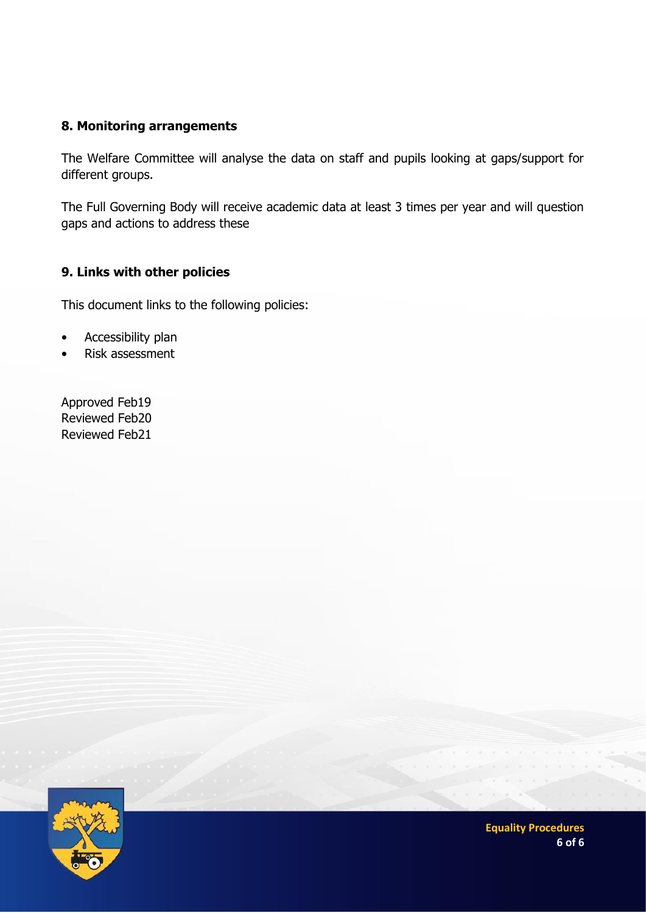### 8. Monitoring arrangements

The Welfare Committee will analyse the data on staff and pupils looking at gaps/support for different groups.

The Full Governing Body will receive academic data at least 3 times per year and will question gaps and actions to address these

### 9. Links with other policies

This document links to the following policies:

- Accessibility plan
- Risk assessment

Approved Feb19
Reviewed Feb20
Reviewed Feb21